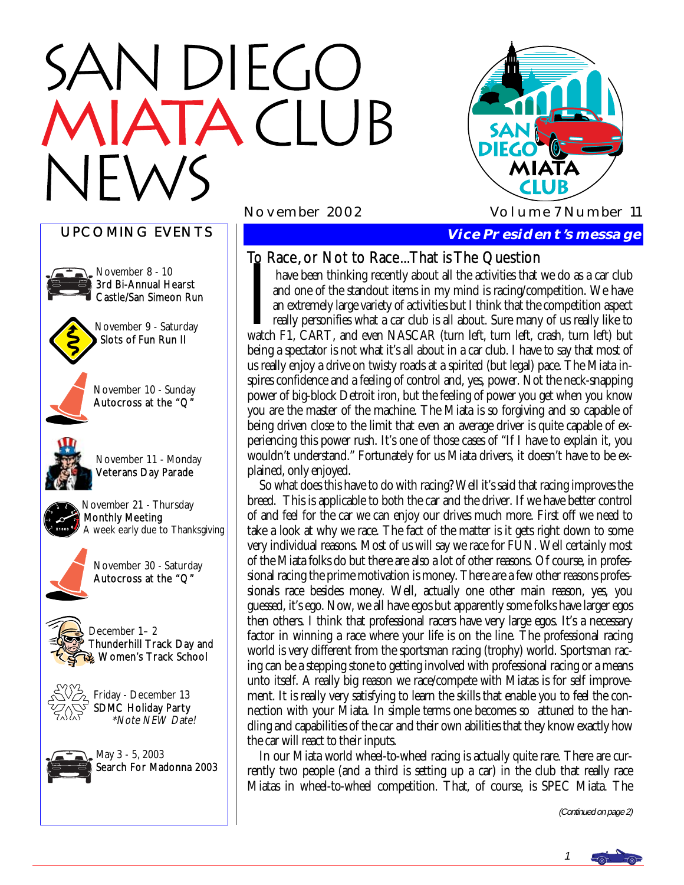# SAN DIEGO MIATA CLUB NEWS

November 2002 — Volume 7 Number 11

## UPCOMING EVENTS

November 8 - 10
3rd Bi-Annual Hearst Castle/San Simeon Run

November 9 - Saturday
Slots of Fun Run II

November 10 - Sunday
Autocross at the "Q"

November 11 - Monday
Veterans Day Parade

November 21 - Thursday
Monthly Meeting
A week early due to Thanksgiving

November 30 - Saturday
Autocross at the "Q"

December 1– 2
Thunderhill Track Day and Women's Track School

Friday - December 13
SDMC Holiday Party
*Note NEW Date!

May 3 - 5, 2003
Search For Madonna 2003

## Vice President's message

### To Race, or Not to Race...That is The Question

I have been thinking recently about all the activities that we do as a car club and one of the standout items in my mind is racing/competition. We have an extremely large variety of activities but I think that the competition aspect really personifies what a car club is all about. Sure many of us really like to watch F1, CART, and even NASCAR (turn left, turn left, crash, turn left) but being a spectator is not what it's all about in a car club. I have to say that most of us really enjoy a drive on twisty roads at a spirited (but legal) pace. The Miata inspires confidence and a feeling of control and, yes, power. Not the neck-snapping power of big-block Detroit iron, but the feeling of power you get when you know you are the master of the machine. The Miata is so forgiving and so capable of being driven close to the limit that even an average driver is quite capable of experiencing this power rush. It's one of those cases of "If I have to explain it, you wouldn't understand." Fortunately for us Miata drivers, it doesn't have to be explained, only enjoyed.

So what does this have to do with racing? Well it's said that racing improves the breed. This is applicable to both the car and the driver. If we have better control of and feel for the car we can enjoy our drives much more. First off we need to take a look at why we race. The fact of the matter is it gets right down to some very individual reasons. Most of us will say we race for FUN. Well certainly most of the Miata folks do but there are also a lot of other reasons. Of course, in professional racing the prime motivation is money. There are a few other reasons professionals race besides money. Well, actually one other main reason, yes, you guessed, it's ego. Now, we all have egos but apparently some folks have larger egos then others. I think that professional racers have very large egos. It's a necessary factor in winning a race where your life is on the line. The professional racing world is very different from the sportsman racing (trophy) world. Sportsman racing can be a stepping stone to getting involved with professional racing or a means unto itself. A really big reason we race/compete with Miatas is for self improvement. It is really very satisfying to learn the skills that enable you to feel the connection with your Miata. In simple terms one becomes so attuned to the handling and capabilities of the car and their own abilities that they know exactly how the car will react to their inputs.

In our Miata world wheel-to-wheel racing is actually quite rare. There are currently two people (and a third is setting up a car) in the club that really race Miatas in wheel-to-wheel competition. That, of course, is SPEC Miata. The

*(Continued on page 2)*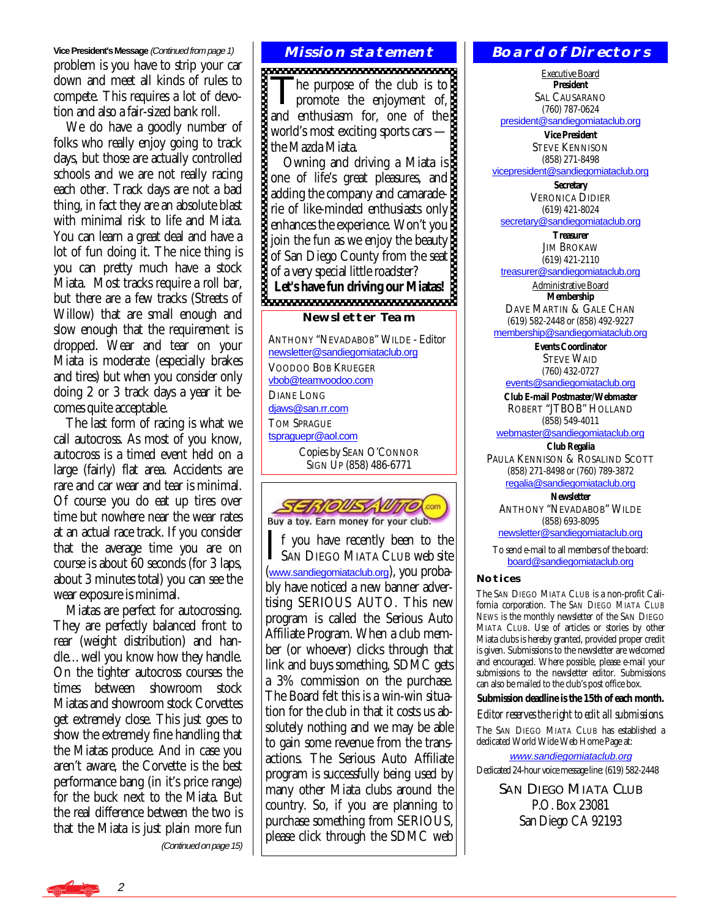**Vice President's Message** *(Continued from page 1)*

problem is you have to strip your car down and meet all kinds of rules to compete. This requires a lot of devotion and also a fair-sized bank roll.

We do have a goodly number of folks who really enjoy going to track days, but those are actually controlled schools and we are not really racing each other. Track days are not a bad thing, in fact they are an absolute blast with minimal risk to life and Miata. You can learn a great deal and have a lot of fun doing it. The nice thing is you can pretty much have a stock Miata. Most tracks require a roll bar, but there are a few tracks (Streets of Willow) that are small enough and slow enough that the requirement is dropped. Wear and tear on your Miata is moderate (especially brakes and tires) but when you consider only doing 2 or 3 track days a year it becomes quite acceptable.

The last form of racing is what we call autocross. As most of you know, autocross is a timed event held on a large (fairly) flat area. Accidents are rare and car wear and tear is minimal. Of course you do eat up tires over time but nowhere near the wear rates at an actual race track. If you consider that the average time you are on course is about 60 seconds (for 3 laps, about 3 minutes total) you can see the wear exposure is minimal.

Miatas are perfect for autocrossing. They are perfectly balanced front to rear (weight distribution) and handle…well you know how they handle. On the tighter autocross courses the times between showroom stock Miatas and showroom stock Corvettes get extremely close. This just goes to show the extremely fine handling that the Miatas produce. And in case you aren't aware, the Corvette is the best performance bang (in it's price range) for the buck next to the Miata. But the real difference between the two is that the Miata is just plain more fun

*(Continued on page 15)*

## Mission statement

The purpose of the club is to promote the enjoyment of, and enthusiasm for, one of the world's most exciting sports cars — the Mazda Miata.

Owning and driving a Miata is one of life's great pleasures, and adding the company and camaraderie of like-minded enthusiasts only enhances the experience. Won't you join the fun as we enjoy the beauty of San Diego County from the seat of a very special little roadster?

**Let's have fun driving our Miatas!**

### Newsletter Team

ANTHONY "NEVADABOB" WILDE - Editor
newsletter@sandiegomiataclub.org

VOODOO BOB KRUEGER
vbob@teamvoodoo.com

DIANE LONG
djaws@san.rr.com

TOM SPRAGUE
tspraguepr@aol.com

Copies by SEAN O'CONNOR
SIGN UP (858) 486-6771

SERIOUSAUTO.com — Buy a toy. Earn money for your club.

If you have recently been to the SAN DIEGO MIATA CLUB web site (www.sandiegomiataclub.org), you probably have noticed a new banner advertising SERIOUS AUTO. This new program is called the Serious Auto Affiliate Program. When a club member (or whoever) clicks through that link and buys something, SDMC gets a 3% commission on the purchase. The Board felt this is a win-win situation for the club in that it costs us absolutely nothing and we may be able to gain some revenue from the transactions. The Serious Auto Affiliate program is successfully being used by many other Miata clubs around the country. So, if you are planning to purchase something from SERIOUS, please click through the SDMC web

## Board of Directors

Executive Board

**President**
SAL CAUSARANO
(760) 787-0624
president@sandiegomiataclub.org

**Vice President**
STEVE KENNISON
(858) 271-8498
vicepresident@sandiegomiataclub.org

**Secretary**
VERONICA DIDIER
(619) 421-8024
secretary@sandiegomiataclub.org

**Treasurer**
JIM BROKAW
(619) 421-2110
treasurer@sandiegomiataclub.org

Administrative Board

**Membership**
DAVE MARTIN & GALE CHAN
(619) 582-2448 or (858) 492-9227
membership@sandiegomiataclub.org

**Events Coordinator**
STEVE WAID
(760) 432-0727
events@sandiegomiataclub.org

**Club E-mail Postmaster/Webmaster**
ROBERT "JTBOB" HOLLAND
(858) 549-4011
webmaster@sandiegomiataclub.org

**Club Regalia**
PAULA KENNISON & ROSALIND SCOTT
(858) 271-8498 or (760) 789-3872
regalia@sandiegomiataclub.org

**Newsletter**
ANTHONY "NEVADABOB" WILDE
(858) 693-8095
newsletter@sandiegomiataclub.org

To send e-mail to all members of the board:
board@sandiegomiataclub.org

### Notices

The SAN DIEGO MIATA CLUB is a non-profit California corporation. The SAN DIEGO MIATA CLUB NEWS is the monthly newsletter of the SAN DIEGO MIATA CLUB. Use of articles or stories by other Miata clubs is hereby granted, provided proper credit is given. Submissions to the newsletter are welcomed and encouraged. Where possible, please e-mail your submissions to the newsletter editor. Submissions can also be mailed to the club's post office box.

**Submission deadline is the 15th of each month.**

*Editor reserves the right to edit all submissions.*

The SAN DIEGO MIATA CLUB has established a dedicated World Wide Web Home Page at:

*www.sandiegomiataclub.org*

Dedicated 24-hour voice message line: (619) 582-2448

SAN DIEGO MIATA CLUB
P.O. Box 23081
San Diego CA 92193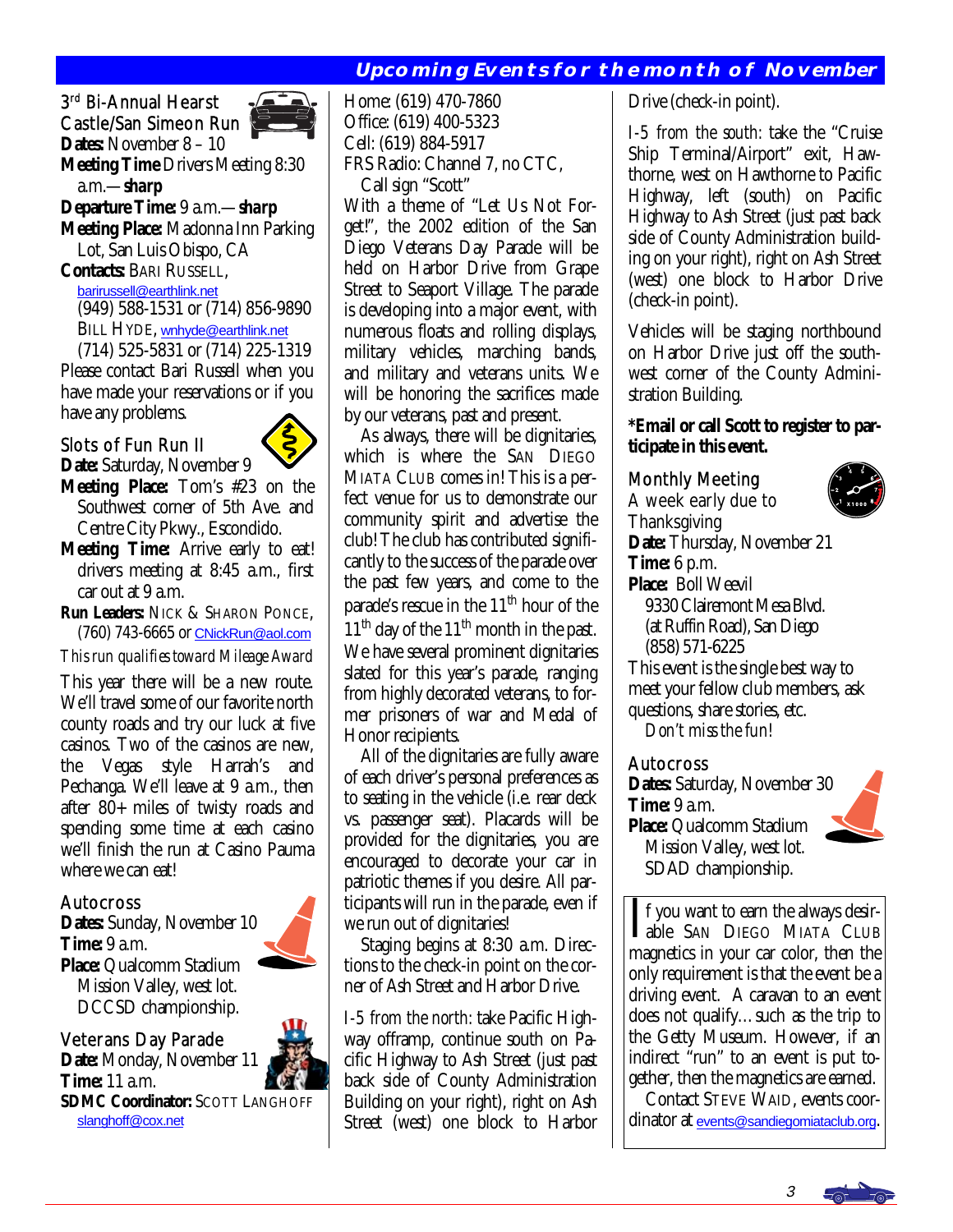## Upcoming Events for the month of November

### 3rd Bi-Annual Hearst Castle/San Simeon Run

**Dates:** November 8 – 10

**Meeting Time** Drivers Meeting 8:30 a.m.— **sharp**

**Departure Time:** 9 a.m.— **sharp**

**Meeting Place:** Madonna Inn Parking Lot, San Luis Obispo, CA

**Contacts:** BARI RUSSELL, barirussell@earthlink.net (949) 588-1531 or (714) 856-9890
BILL HYDE, wnhyde@earthlink.net (714) 525-5831 or (714) 225-1319

Please contact Bari Russell when you have made your reservations or if you have any problems.

### Slots of Fun Run II

**Date:** Saturday, November 9

**Meeting Place:** Tom's #23 on the Southwest corner of 5th Ave. and Centre City Pkwy., Escondido.

**Meeting Time:** Arrive early to eat! drivers meeting at 8:45 a.m., first car out at 9 a.m.

**Run Leaders:** NICK & SHARON PONCE, (760) 743-6665 or CNickRun@aol.com

*This run qualifies toward Mileage Award*

This year there will be a new route. We'll travel some of our favorite north county roads and try our luck at five casinos. Two of the casinos are new, the Vegas style Harrah's and Pechanga. We'll leave at 9 a.m., then after 80+ miles of twisty roads and spending some time at each casino we'll finish the run at Casino Pauma where we can eat!

### Autocross

**Dates:** Sunday, November 10

**Time:** 9 a.m.

**Place:** Qualcomm Stadium Mission Valley, west lot. DCCSD championship.

### Veterans Day Parade

**Date:** Monday, November 11

**Time:** 11 a.m.

**SDMC Coordinator:** SCOTT LANGHOFF slanghoff@cox.net
Home: (619) 470-7860
Office: (619) 400-5323
Cell: (619) 884-5917
FRS Radio: Channel 7, no CTC, Call sign "Scott"

With a theme of "Let Us Not Forget!", the 2002 edition of the San Diego Veterans Day Parade will be held on Harbor Drive from Grape Street to Seaport Village. The parade is developing into a major event, with numerous floats and rolling displays, military vehicles, marching bands, and military and veterans units. We will be honoring the sacrifices made by our veterans, past and present.

As always, there will be dignitaries, which is where the SAN DIEGO MIATA CLUB comes in! This is a perfect venue for us to demonstrate our community spirit and advertise the club! The club has contributed significantly to the success of the parade over the past few years, and come to the parade's rescue in the 11th hour of the 11th day of the 11th month in the past. We have several prominent dignitaries slated for this year's parade, ranging from highly decorated veterans, to former prisoners of war and Medal of Honor recipients.

All of the dignitaries are fully aware of each driver's personal preferences as to seating in the vehicle (i.e. rear deck vs. passenger seat). Placards will be provided for the dignitaries, you are encouraged to decorate your car in patriotic themes if you desire. All participants will run in the parade, even if we run out of dignitaries!

Staging begins at 8:30 a.m. Directions to the check-in point on the corner of Ash Street and Harbor Drive.

*I-5 from the north:* take Pacific Highway offramp, continue south on Pacific Highway to Ash Street (just past back side of County Administration Building on your right), right on Ash Street (west) one block to Harbor Drive (check-in point).

*I-5 from the south:* take the "Cruise Ship Terminal/Airport" exit, Hawthorne, west on Hawthorne to Pacific Highway, left (south) on Pacific Highway to Ash Street (just past back side of County Administration building on your right), right on Ash Street (west) one block to Harbor Drive (check-in point).

Vehicles will be staging northbound on Harbor Drive just off the southwest corner of the County Administration Building.

**\*Email or call Scott to register to participate in this event.**

### Monthly Meeting

A week early due to Thanksgiving

**Date:** Thursday, November 21

**Time:** 6 p.m.

**Place:** Boll Weevil
9330 Clairemont Mesa Blvd. (at Ruffin Road), San Diego
(858) 571-6225

This event is the single best way to meet your fellow club members, ask questions, share stories, etc.

*Don't miss the fun!*

### Autocross

**Dates:** Saturday, November 30

**Time:** 9 a.m.

**Place:** Qualcomm Stadium Mission Valley, west lot. SDAD championship.

---

If you want to earn the always desirable SAN DIEGO MIATA CLUB magnetics in your car color, then the only requirement is that the event be a driving event. A caravan to an event does not qualify…such as the trip to the Getty Museum. However, if an indirect "run" to an event is put together, then the magnetics are earned.

Contact STEVE WAID, events coordinator at events@sandiegomiataclub.org.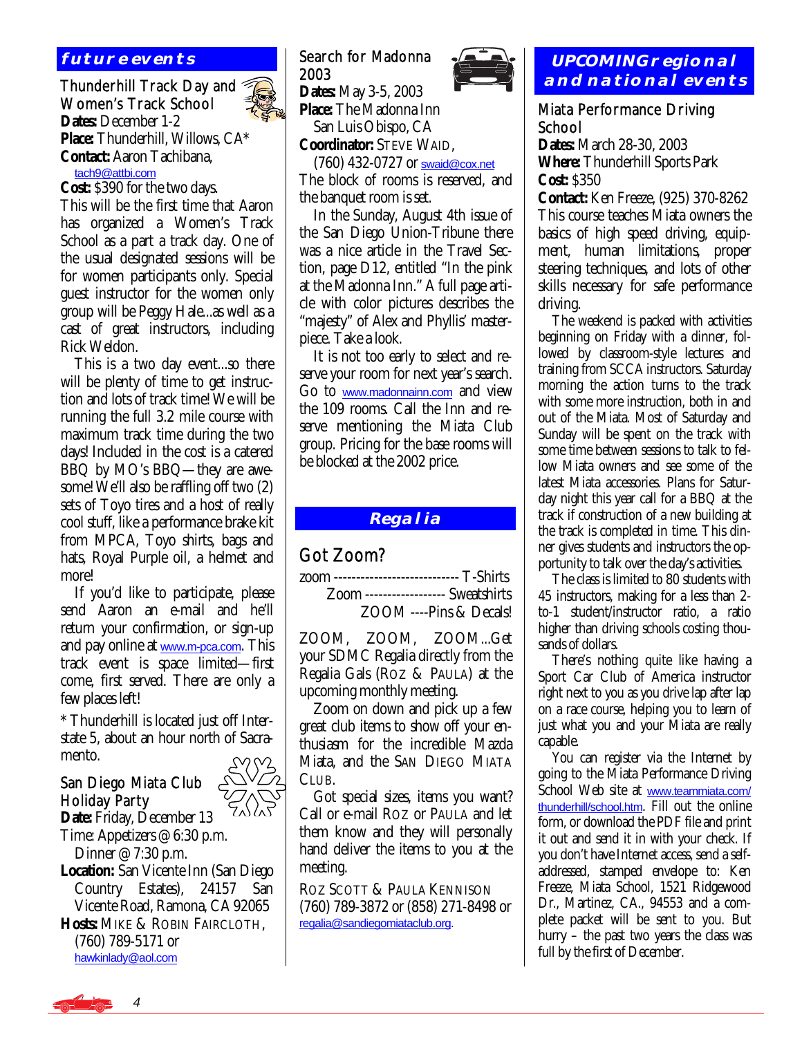## future events

### Thunderhill Track Day and Women's Track School

**Dates:** December 1-2
**Place:** Thunderhill, Willows, CA*
**Contact:** Aaron Tachibana, tach9@attbi.com
**Cost:** $390 for the two days.

This will be the first time that Aaron has organized a Women's Track School as a part a track day. One of the usual designated sessions will be for women participants only. Special guest instructor for the women only group will be Peggy Hale...as well as a cast of great instructors, including Rick Weldon.

This is a two day event...so there will be plenty of time to get instruction and lots of track time! We will be running the full 3.2 mile course with maximum track time during the two days! Included in the cost is a catered BBQ by MO's BBQ—they are awesome! We'll also be raffling off two (2) sets of Toyo tires and a host of really cool stuff, like a performance brake kit from MPCA, Toyo shirts, bags and hats, Royal Purple oil, a helmet and more!

If you'd like to participate, please send Aaron an e-mail and he'll return your confirmation, or sign-up and pay online at www.m-pca.com. This track event is space limited—first come, first served. There are only a few places left!

* Thunderhill is located just off Interstate 5, about an hour north of Sacramento.

### San Diego Miata Club Holiday Party

**Date:** Friday, December 13
Time: Appetizers @ 6:30 p.m.
Dinner @ 7:30 p.m.
**Location:** San Vicente Inn (San Diego Country Estates), 24157 San Vicente Road, Ramona, CA 92065
**Hosts:** Mike & Robin Faircloth, (760) 789-5171 or hawkinlady@aol.com

### Search for Madonna 2003

**Dates:** May 3-5, 2003
**Place:** The Madonna Inn
San Luis Obispo, CA
**Coordinator:** Steve Waid, (760) 432-0727 or swaid@cox.net

The block of rooms is reserved, and the banquet room is set.

In the Sunday, August 4th issue of the San Diego Union-Tribune there was a nice article in the Travel Section, page D12, entitled "In the pink at the Madonna Inn." A full page article with color pictures describes the "majesty" of Alex and Phyllis' masterpiece. Take a look.

It is not too early to select and reserve your room for next year's search. Go to www.madonnainn.com and view the 109 rooms. Call the Inn and reserve mentioning the Miata Club group. Pricing for the base rooms will be blocked at the 2002 price.

## Regalia

### Got Zoom?

zoom ---------------------------- T-Shirts
Zoom ------------------ Sweatshirts
ZOOM ----Pins & Decals!

ZOOM, ZOOM, ZOOM...Get your SDMC Regalia directly from the Regalia Gals (Roz & Paula) at the upcoming monthly meeting.

Zoom on down and pick up a few great club items to show off your enthusiasm for the incredible Mazda Miata, and the San Diego Miata Club.

Got special sizes, items you want? Call or e-mail Roz or Paula and let them know and they will personally hand deliver the items to you at the meeting.

Roz Scott & Paula Kennison
(760) 789-3872 or (858) 271-8498 or regalia@sandiegomiataclub.org.

## UPCOMING regional and national events

### Miata Performance Driving School

**Dates:** March 28-30, 2003
**Where:** Thunderhill Sports Park
**Cost:** $350
**Contact:** Ken Freeze, (925) 370-8262

This course teaches Miata owners the basics of high speed driving, equipment, human limitations, proper steering techniques, and lots of other skills necessary for safe performance driving.

The weekend is packed with activities beginning on Friday with a dinner, followed by classroom-style lectures and training from SCCA instructors. Saturday morning the action turns to the track with some more instruction, both in and out of the Miata. Most of Saturday and Sunday will be spent on the track with some time between sessions to talk to fellow Miata owners and see some of the latest Miata accessories. Plans for Saturday night this year call for a BBQ at the track if construction of a new building at the track is completed in time. This dinner gives students and instructors the opportunity to talk over the day's activities.

The class is limited to 80 students with 45 instructors, making for a less than 2-to-1 student/instructor ratio, a ratio higher than driving schools costing thousands of dollars.

There's nothing quite like having a Sport Car Club of America instructor right next to you as you drive lap after lap on a race course, helping you to learn of just what you and your Miata are really capable.

You can register via the Internet by going to the Miata Performance Driving School Web site at www.teammiata.com/thunderhill/school.htm. Fill out the online form, or download the PDF file and print it out and send it in with your check. If you don't have Internet access, send a self-addressed, stamped envelope to: Ken Freeze, Miata School, 1521 Ridgewood Dr., Martinez, CA., 94553 and a complete packet will be sent to you. But hurry – the past two years the class was full by the first of December.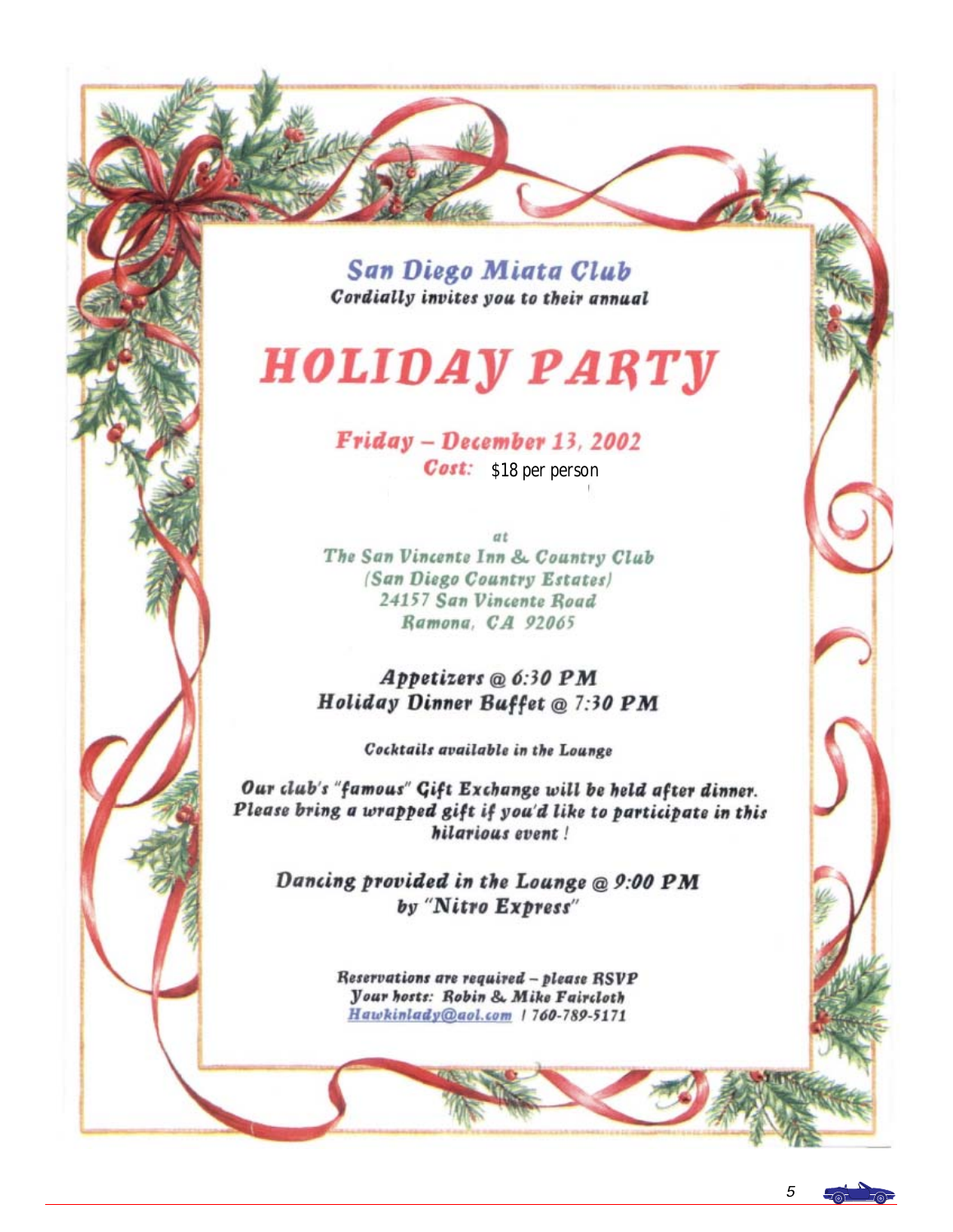## San Diego Miata Club

*Cordially invites you to their annual*

# HOLIDAY PARTY

## Friday – December 13, 2002

**Cost:** $18 per person

*at*

*The San Vincente Inn & Country Club*
*(San Diego Country Estates)*
*24157 San Vincente Road*
*Ramona, CA 92065*

**Appetizers @ 6:30 PM**
**Holiday Dinner Buffet @ 7:30 PM**

*Cocktails available in the Lounge*

**Our club's "famous" Gift Exchange will be held after dinner. Please bring a wrapped gift if you'd like to participate in this hilarious event !**

**Dancing provided in the Lounge @ 9:00 PM by "Nitro Express"**

*Reservations are required – please RSVP*
*Your hosts: Robin & Mike Faircloth*
Hawkinlady@aol.com / 760-789-5171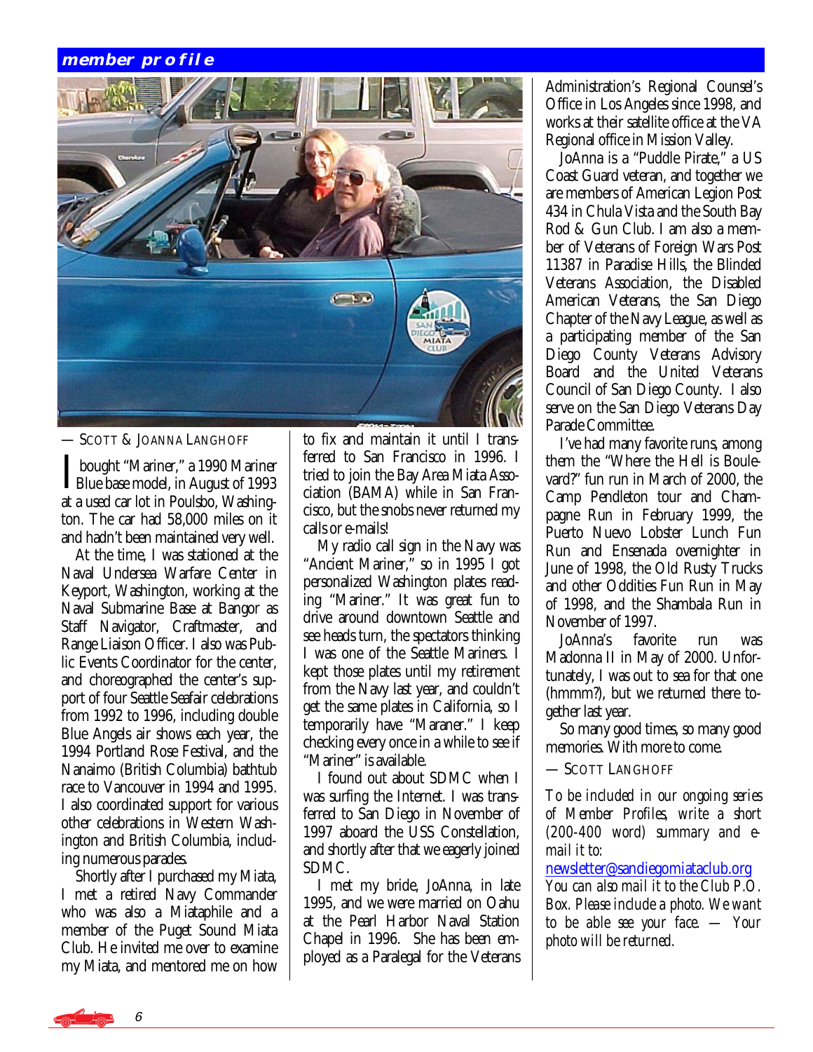## member profile

— Scott & JoAnna Langhoff

I bought "Mariner," a 1990 Mariner Blue base model, in August of 1993 at a used car lot in Poulsbo, Washington. The car had 58,000 miles on it and hadn't been maintained very well.

At the time, I was stationed at the Naval Undersea Warfare Center in Keyport, Washington, working at the Naval Submarine Base at Bangor as Staff Navigator, Craftmaster, and Range Liaison Officer. I also was Public Events Coordinator for the center, and choreographed the center's support of four Seattle Seafair celebrations from 1992 to 1996, including double Blue Angels air shows each year, the 1994 Portland Rose Festival, and the Nanaimo (British Columbia) bathtub race to Vancouver in 1994 and 1995. I also coordinated support for various other celebrations in Western Washington and British Columbia, including numerous parades.

Shortly after I purchased my Miata, I met a retired Navy Commander who was also a Miataphile and a member of the Puget Sound Miata Club. He invited me over to examine my Miata, and mentored me on how to fix and maintain it until I transferred to San Francisco in 1996. I tried to join the Bay Area Miata Association (BAMA) while in San Francisco, but the snobs never returned my calls or e-mails!

My radio call sign in the Navy was "Ancient Mariner," so in 1995 I got personalized Washington plates reading "Mariner." It was great fun to drive around downtown Seattle and see heads turn, the spectators thinking I was one of the Seattle Mariners. I kept those plates until my retirement from the Navy last year, and couldn't get the same plates in California, so I temporarily have "Maraner." I keep checking every once in a while to see if "Mariner" is available.

I found out about SDMC when I was surfing the Internet. I was transferred to San Diego in November of 1997 aboard the USS Constellation, and shortly after that we eagerly joined SDMC.

I met my bride, JoAnna, in late 1995, and we were married on Oahu at the Pearl Harbor Naval Station Chapel in 1996. She has been employed as a Paralegal for the Veterans Administration's Regional Counsel's Office in Los Angeles since 1998, and works at their satellite office at the VA Regional office in Mission Valley.

JoAnna is a "Puddle Pirate," a US Coast Guard veteran, and together we are members of American Legion Post 434 in Chula Vista and the South Bay Rod & Gun Club. I am also a member of Veterans of Foreign Wars Post 11387 in Paradise Hills, the Blinded Veterans Association, the Disabled American Veterans, the San Diego Chapter of the Navy League, as well as a participating member of the San Diego County Veterans Advisory Board and the United Veterans Council of San Diego County. I also serve on the San Diego Veterans Day Parade Committee.

I've had many favorite runs, among them the "Where the Hell is Boulevard?" fun run in March of 2000, the Camp Pendleton tour and Champagne Run in February 1999, the Puerto Nuevo Lobster Lunch Fun Run and Ensenada overnighter in June of 1998, the Old Rusty Trucks and other Oddities Fun Run in May of 1998, and the Shambala Run in November of 1997.

JoAnna's favorite run was Madonna II in May of 2000. Unfortunately, I was out to sea for that one (hmmm?), but we returned there together last year.

So many good times, so many good memories. With more to come.

— Scott Langhoff

*To be included in our ongoing series of Member Profiles, write a short (200-400 word) summary and e-mail it to:* newsletter@sandiegomiataclub.org *You can also mail it to the Club P.O. Box. Please include a photo. We want to be able see your face. — Your photo will be returned.*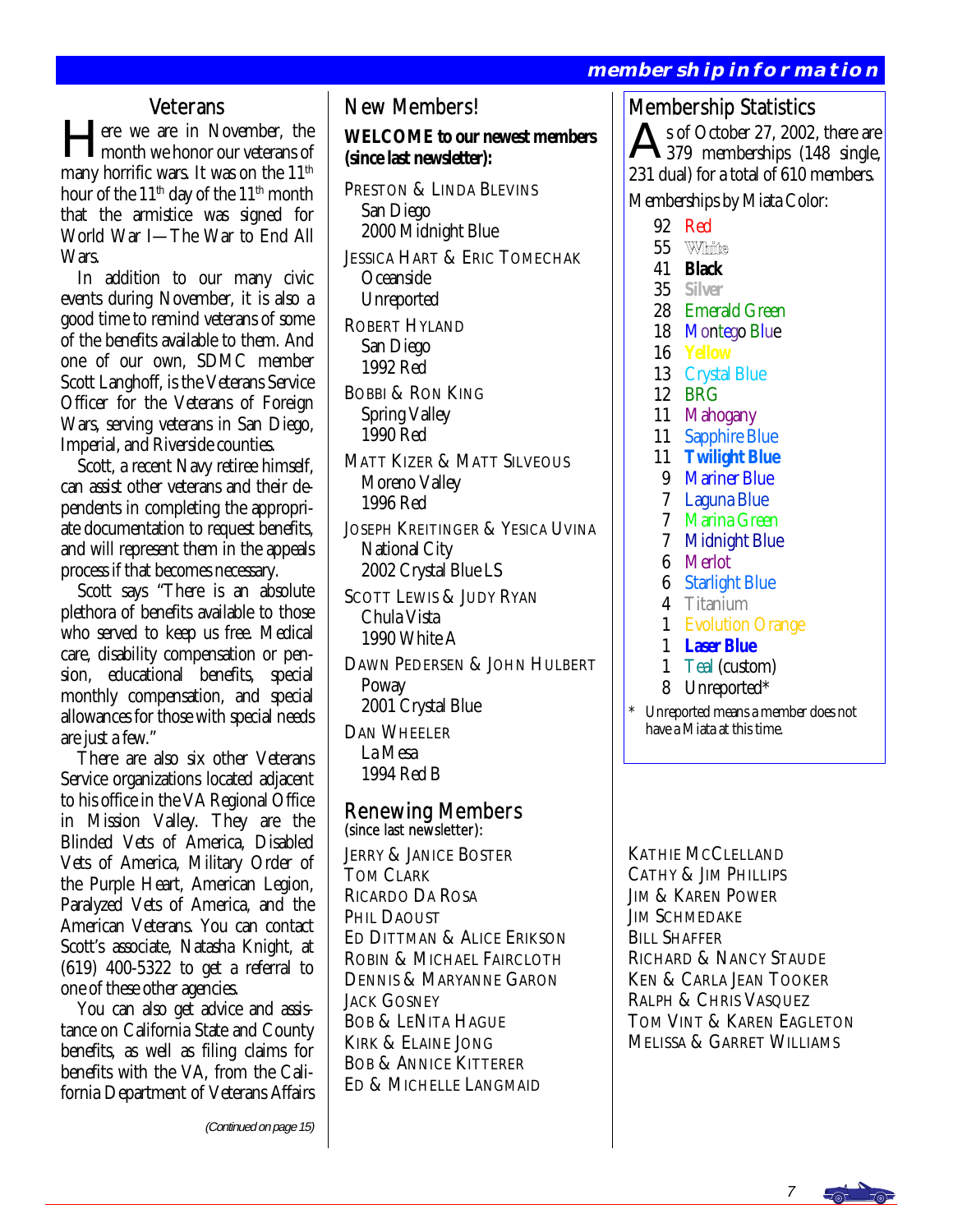## Veterans

Here we are in November, the month we honor our veterans of many horrific wars. It was on the 11th hour of the 11th day of the 11th month that the armistice was signed for World War I—The War to End All Wars.

In addition to our many civic events during November, it is also a good time to remind veterans of some of the benefits available to them. And one of our own, SDMC member Scott Langhoff, is the Veterans Service Officer for the Veterans of Foreign Wars, serving veterans in San Diego, Imperial, and Riverside counties.

Scott, a recent Navy retiree himself, can assist other veterans and their dependents in completing the appropriate documentation to request benefits, and will represent them in the appeals process if that becomes necessary.

Scott says "There is an absolute plethora of benefits available to those who served to keep us free. Medical care, disability compensation or pension, educational benefits, special monthly compensation, and special allowances for those with special needs are just a few."

There are also six other Veterans Service organizations located adjacent to his office in the VA Regional Office in Mission Valley. They are the Blinded Vets of America, Disabled Vets of America, Military Order of the Purple Heart, American Legion, Paralyzed Vets of America, and the American Veterans. You can contact Scott's associate, Natasha Knight, at (619) 400-5322 to get a referral to one of these other agencies.

You can also get advice and assistance on California State and County benefits, as well as filing claims for benefits with the VA, from the California Department of Veterans Affairs

*(Continued on page 15)*

## New Members!

**WELCOME to our newest members (since last newsletter):**

PRESTON & LINDA BLEVINS
San Diego
2000 Midnight Blue

JESSICA HART & ERIC TOMECHAK
Oceanside
Unreported

ROBERT HYLAND
San Diego
1992 Red

BOBBI & RON KING
Spring Valley
1990 Red

MATT KIZER & MATT SILVEOUS
Moreno Valley
1996 Red

JOSEPH KREITINGER & YESICA UVINA
National City
2002 Crystal Blue LS

SCOTT LEWIS & JUDY RYAN
Chula Vista
1990 White A

DAWN PEDERSEN & JOHN HULBERT
Poway
2001 Crystal Blue

DAN WHEELER
La Mesa
1994 Red B

## Renewing Members
(since last newsletter):

JERRY & JANICE BOSTER
TOM CLARK
RICARDO DA ROSA
PHIL DAOUST
ED DITTMAN & ALICE ERIKSON
ROBIN & MICHAEL FAIRCLOTH
DENNIS & MARYANNE GARON
JACK GOSNEY
BOB & LENITA HAGUE
KIRK & ELAINE JONG
BOB & ANNICE KITTERER
ED & MICHELLE LANGMAID
KATHIE MCCLELLAND
CATHY & JIM PHILLIPS
JIM & KAREN POWER
JIM SCHMEDAKE
BILL SHAFFER
RICHARD & NANCY STAUDE
KEN & CARLA JEAN TOOKER
RALPH & CHRIS VASQUEZ
TOM VINT & KAREN EAGLETON
MELISSA & GARRET WILLIAMS

## Membership Statistics

As of October 27, 2002, there are 379 memberships (148 single, 231 dual) for a total of 610 members.

Memberships by Miata Color:

- 92 Red
- 55 White
- 41 **Black**
- 35 **Silver**
- 28 Emerald Green
- 18 Montego Blue
- 16 **Yellow**
- 13 Crystal Blue
- 12 BRG
- 11 Mahogany
- 11 Sapphire Blue
- 11 **Twilight Blue**
- 9 Mariner Blue
- 7 Laguna Blue
- 7 Marina Green
- 7 Midnight Blue
- 6 Merlot
- 6 Starlight Blue
- 4 Titanium
- 1 Evolution Orange
- 1 **Laser Blue**
- 1 Teal (custom)
- 8 Unreported*

\* Unreported means a member does not have a Miata at this time.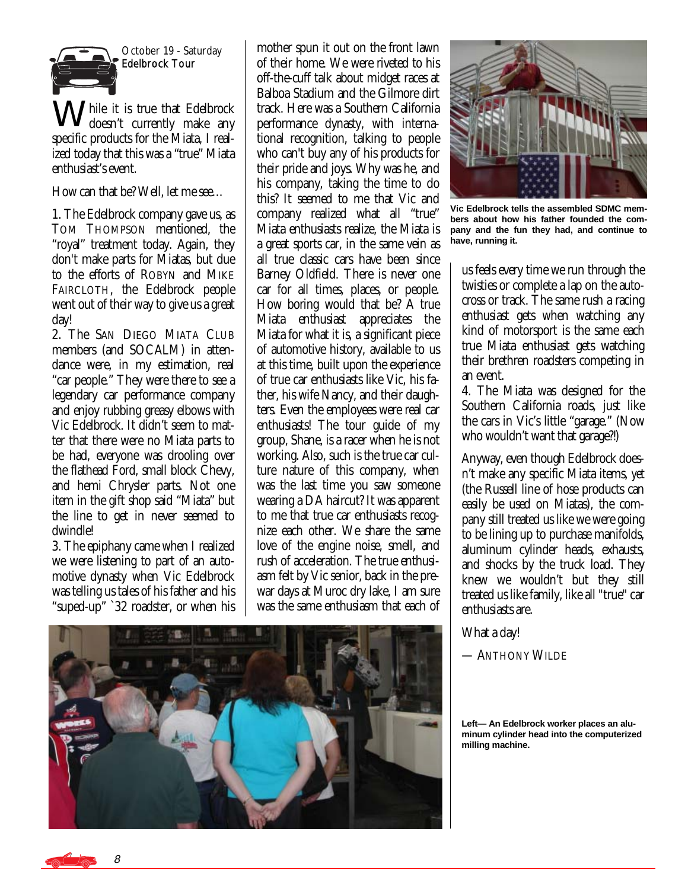October 19 - Saturday
**Edelbrock Tour**

While it is true that Edelbrock doesn't currently make any specific products for the Miata, I realized today that this was a "true" Miata enthusiast's event.

How can that be? Well, let me see…

1. The Edelbrock company gave us, as TOM THOMPSON mentioned, the "royal" treatment today. Again, they don't make parts for Miatas, but due to the efforts of ROBYN and MIKE FAIRCLOTH, the Edelbrock people went out of their way to give us a great day!

2. The SAN DIEGO MIATA CLUB members (and SOCALM) in attendance were, in my estimation, real "car people." They were there to see a legendary car performance company and enjoy rubbing greasy elbows with Vic Edelbrock. It didn't seem to matter that there were no Miata parts to be had, everyone was drooling over the flathead Ford, small block Chevy, and hemi Chrysler parts. Not one item in the gift shop said "Miata" but the line to get in never seemed to dwindle!

3. The epiphany came when I realized we were listening to part of an automotive dynasty when Vic Edelbrock was telling us tales of his father and his "suped-up" `32 roadster, or when his mother spun it out on the front lawn of their home. We were riveted to his off-the-cuff talk about midget races at Balboa Stadium and the Gilmore dirt track. Here was a Southern California performance dynasty, with international recognition, talking to people who can't buy any of his products for their pride and joys. Why was he, and his company, taking the time to do this? It seemed to me that Vic and company realized what all "true" Miata enthusiasts realize, the Miata is a great sports car, in the same vein as all true classic cars have been since Barney Oldfield. There is never one car for all times, places, or people. How boring would that be? A true Miata enthusiast appreciates the Miata for what it is, a significant piece of automotive history, available to us at this time, built upon the experience of true car enthusiasts like Vic, his father, his wife Nancy, and their daughters. Even the employees were real car enthusiasts! The tour guide of my group, Shane, is a racer when he is not working. Also, such is the true car culture nature of this company, when was the last time you saw someone wearing a DA haircut? It was apparent to me that true car enthusiasts recognize each other. We share the same love of the engine noise, smell, and rush of acceleration. The true enthusiasm felt by Vic senior, back in the pre-war days at Muroc dry lake, I am sure was the same enthusiasm that each of us feels every time we run through the twisties or complete a lap on the autocross or track. The same rush a racing enthusiast gets when watching any kind of motorsport is the same each true Miata enthusiast gets watching their brethren roadsters competing in an event.

4. The Miata was designed for the Southern California roads, just like the cars in Vic's little "garage." (Now who wouldn't want that garage?!)

Vic Edelbrock tells the assembled SDMC members about how his father founded the company and the fun they had, and continue to have, running it.

Anyway, even though Edelbrock doesn't make any specific Miata items, *yet* (the Russell line of hose products can easily be used on Miatas), the company still treated us like we were going to be lining up to purchase manifolds, aluminum cylinder heads, exhausts, and shocks by the truck load. They knew we wouldn't but they still treated us like family, like all "true" car enthusiasts are.

What a day!

— ANTHONY WILDE

Left— An Edelbrock worker places an aluminum cylinder head into the computerized milling machine.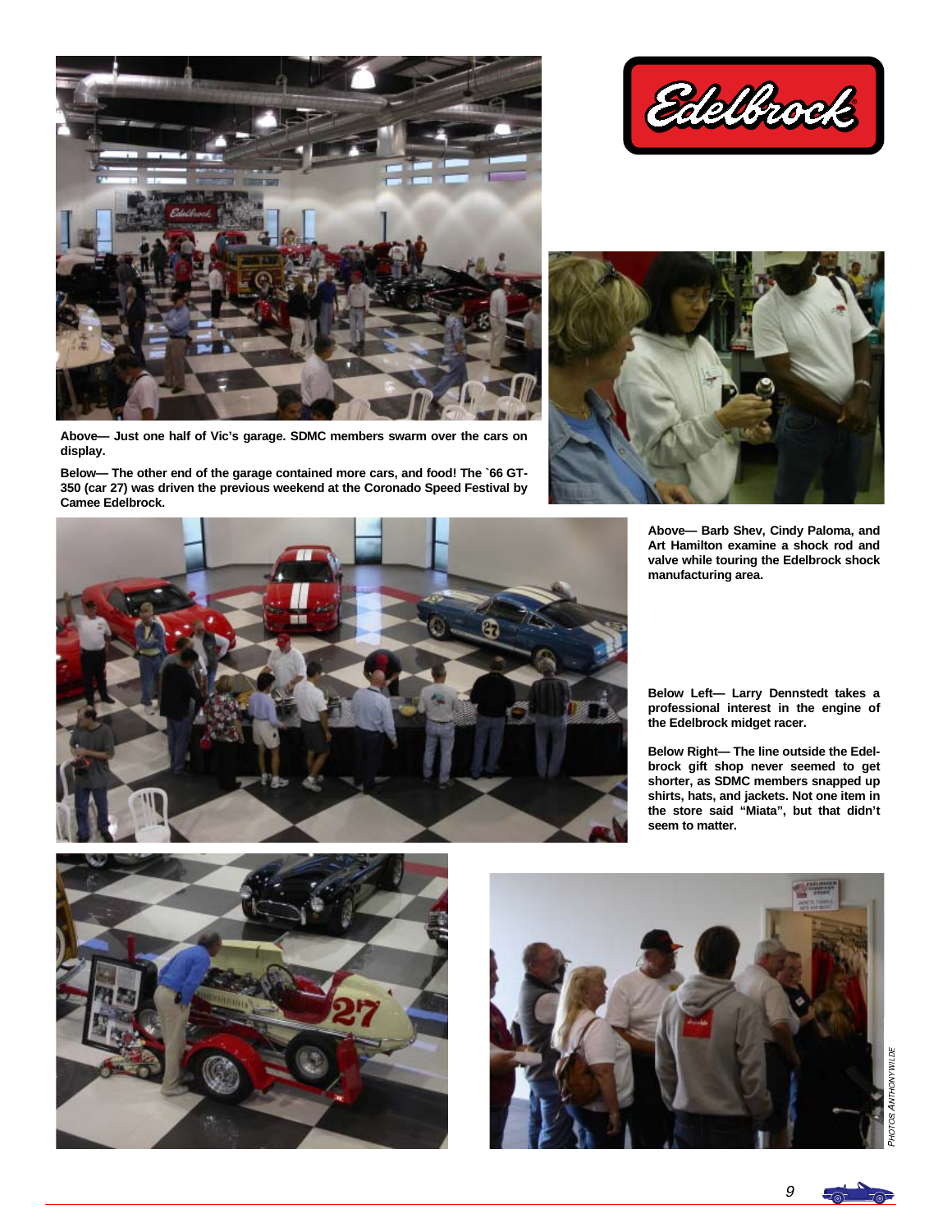Above— Just one half of Vic's garage. SDMC members swarm over the cars on display.

Below— The other end of the garage contained more cars, and food! The `66 GT-350 (car 27) was driven the previous weekend at the Coronado Speed Festival by Camee Edelbrock.

Above— Barb Shev, Cindy Paloma, and Art Hamilton examine a shock rod and valve while touring the Edelbrock shock manufacturing area.

Below Left— Larry Dennstedt takes a professional interest in the engine of the Edelbrock midget racer.

Below Right— The line outside the Edelbrock gift shop never seemed to get shorter, as SDMC members snapped up shirts, hats, and jackets. Not one item in the store said "Miata", but that didn't seem to matter.

*PHOTOS ANTHONY WILDE*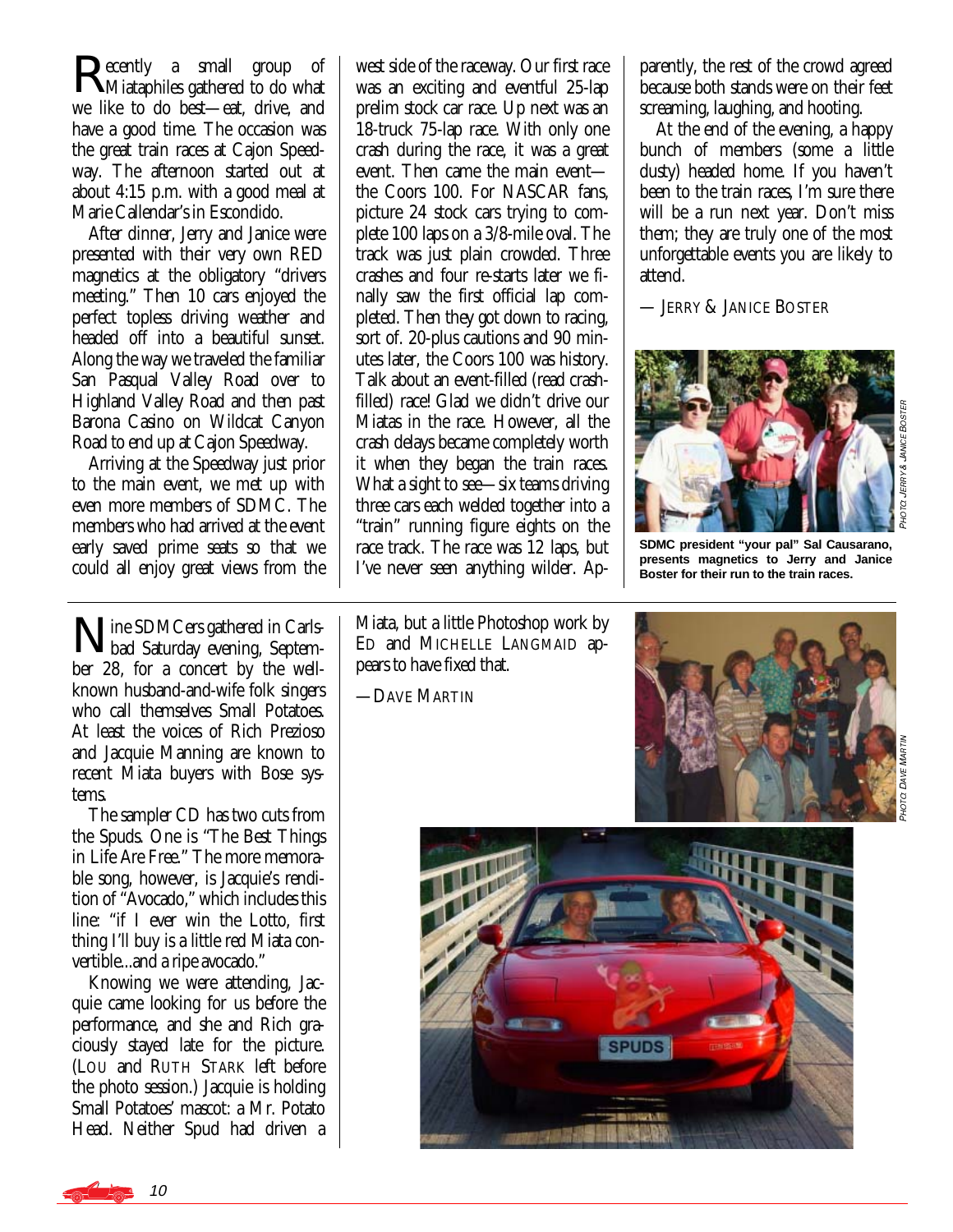Recently a small group of Miataphiles gathered to do what we like to do best—eat, drive, and have a good time. The occasion was the great train races at Cajon Speedway. The afternoon started out at about 4:15 p.m. with a good meal at Marie Callendar's in Escondido.

After dinner, Jerry and Janice were presented with their very own RED magnetics at the obligatory "drivers meeting." Then 10 cars enjoyed the perfect topless driving weather and headed off into a beautiful sunset. Along the way we traveled the familiar San Pasqual Valley Road over to Highland Valley Road and then past Barona Casino on Wildcat Canyon Road to end up at Cajon Speedway.

Arriving at the Speedway just prior to the main event, we met up with even more members of SDMC. The members who had arrived at the event early saved prime seats so that we could all enjoy great views from the west side of the raceway. Our first race was an exciting and eventful 25-lap prelim stock car race. Up next was an 18-truck 75-lap race. With only one crash during the race, it was a great event. Then came the main event—the Coors 100. For NASCAR fans, picture 24 stock cars trying to complete 100 laps on a 3/8-mile oval. The track was just plain crowded. Three crashes and four re-starts later we finally saw the first official lap completed. Then they got down to racing, sort of. 20-plus cautions and 90 minutes later, the Coors 100 was history. Talk about an event-filled (read crash-filled) race! Glad we didn't drive our Miatas in the race. However, all the crash delays became completely worth it when they began the train races. What a sight to see—six teams driving three cars each welded together into a "train" running figure eights on the race track. The race was 12 laps, but I've never seen anything wilder. Apparently, the rest of the crowd agreed because both stands were on their feet screaming, laughing, and hooting.

At the end of the evening, a happy bunch of members (some a little dusty) headed home. If you haven't been to the train races, I'm sure there will be a run next year. Don't miss them; they are truly one of the most unforgettable events you are likely to attend.

— Jerry & Janice Boster

*Photo: Jerry & Janice Boster*

**SDMC president "your pal" Sal Causarano, presents magnetics to Jerry and Janice Boster for their run to the train races.**

---

Nine SDMCers gathered in Carlsbad Saturday evening, September 28, for a concert by the well-known husband-and-wife folk singers who call themselves Small Potatoes. At least the voices of Rich Prezioso and Jacquie Manning are known to recent Miata buyers with Bose systems.

The sampler CD has two cuts from the Spuds. One is "The Best Things in Life Are Free." The more memorable song, however, is Jacquie's rendition of "Avocado," which includes this line: "if I ever win the Lotto, first thing I'll buy is a little red Miata convertible...and a ripe avocado."

Knowing we were attending, Jacquie came looking for us before the performance, and she and Rich graciously stayed late for the picture. (Lou and Ruth Stark left before the photo session.) Jacquie is holding Small Potatoes' mascot: a Mr. Potato Head. Neither Spud had driven a Miata, but a little Photoshop work by Ed and Michelle Langmaid appears to have fixed that.

—Dave Martin

*Photo: Dave Martin*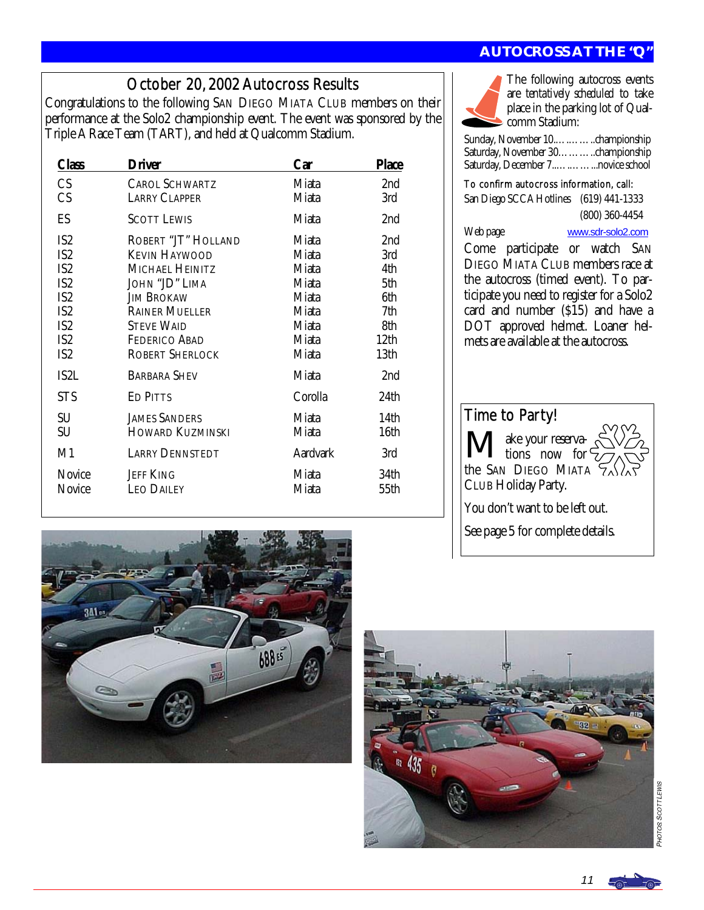## October 20, 2002 Autocross Results

Congratulations to the following San Diego Miata Club members on their performance at the Solo2 championship event. The event was sponsored by the Triple A Race Team (TART), and held at Qualcomm Stadium.

| Class | Driver | Car | Place |
|---|---|---|---|
| CS | Carol Schwartz | Miata | 2nd |
| CS | Larry Clapper | Miata | 3rd |
| ES | Scott Lewis | Miata | 2nd |
| IS2 | Robert "JT" Holland | Miata | 2nd |
| IS2 | Kevin Haywood | Miata | 3rd |
| IS2 | Michael Heinitz | Miata | 4th |
| IS2 | John "JD" Lima | Miata | 5th |
| IS2 | Jim Brokaw | Miata | 6th |
| IS2 | Rainer Mueller | Miata | 7th |
| IS2 | Steve Waid | Miata | 8th |
| IS2 | Federico Abad | Miata | 12th |
| IS2 | Robert Sherlock | Miata | 13th |
| IS2L | Barbara Shev | Miata | 2nd |
| STS | Ed Pitts | Corolla | 24th |
| SU | James Sanders | Miata | 14th |
| SU | Howard Kuzminski | Miata | 16th |
| M1 | Larry Dennstedt | Aardvark | 3rd |
| Novice | Jeff King | Miata | 34th |
| Novice | Leo Dailey | Miata | 55th |

## Autocross at the "Q"

The following autocross events are tentatively scheduled to take place in the parking lot of Qualcomm Stadium:

Sunday, November 10…………..championship
Saturday, November 30………..championship
Saturday, December 7……………novice school

To confirm autocross information, call:
San Diego SCCA Hotlines (619) 441-1333
(800) 360-4454

Web page www.sdr-solo2.com

Come participate or watch San Diego Miata Club members race at the autocross (timed event). To participate you need to register for a Solo2 card and number ($15) and have a DOT approved helmet. Loaner helmets are available at the autocross.

### Time to Party!

Make your reservations now for the San Diego Miata Club Holiday Party.

You don't want to be left out.

See page 5 for complete details.

Photos Scott Lewis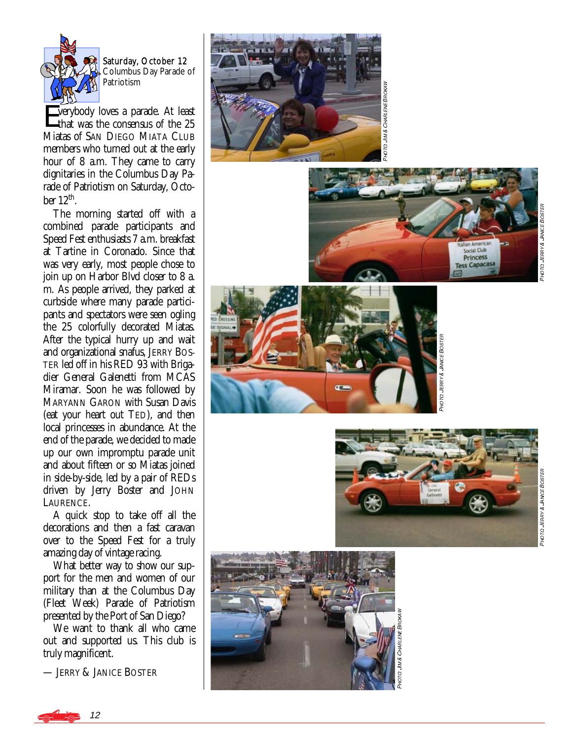**Saturday, October 12**
Columbus Day Parade of Patriotism

Everybody loves a parade. At least that was the consensus of the 25 Miatas of SAN DIEGO MIATA CLUB members who turned out at the early hour of 8 a.m. They came to carry dignitaries in the Columbus Day Parade of Patriotism on Saturday, October 12th.

The morning started off with a combined parade participants and Speed Fest enthusiasts 7 a.m. breakfast at Tartine in Coronado. Since that was very early, most people chose to join up on Harbor Blvd closer to 8 a.m. As people arrived, they parked at curbside where many parade participants and spectators were seen ogling the 25 colorfully decorated Miatas. After the typical hurry up and wait and organizational snafus, JERRY BOSTER led off in his RED 93 with Brigadier General Galenetti from MCAS Miramar. Soon he was followed by MARYANN GARON with Susan Davis (eat your heart out TED), and then local princesses in abundance. At the end of the parade, we decided to made up our own impromptu parade unit and about fifteen or so Miatas joined in side-by-side, led by a pair of REDs driven by Jerry Boster and JOHN LAURENCE.

A quick stop to take off all the decorations and then a fast caravan over to the Speed Fest for a truly amazing day of vintage racing.

What better way to show our support for the men and women of our military than at the Columbus Day (Fleet Week) Parade of Patriotism presented by the Port of San Diego?

We want to thank all who came out and supported us. This club is truly magnificent.

— JERRY & JANICE BOSTER

PHOTO: JIM & CHARLENE BROKAW

PHOTO: JERRY & JANICE BOSTER

PHOTO: JERRY & JANICE BOSTER

PHOTO: JERRY & JANICE BOSTER

PHOTO: JIM & CHARLENE BROKAW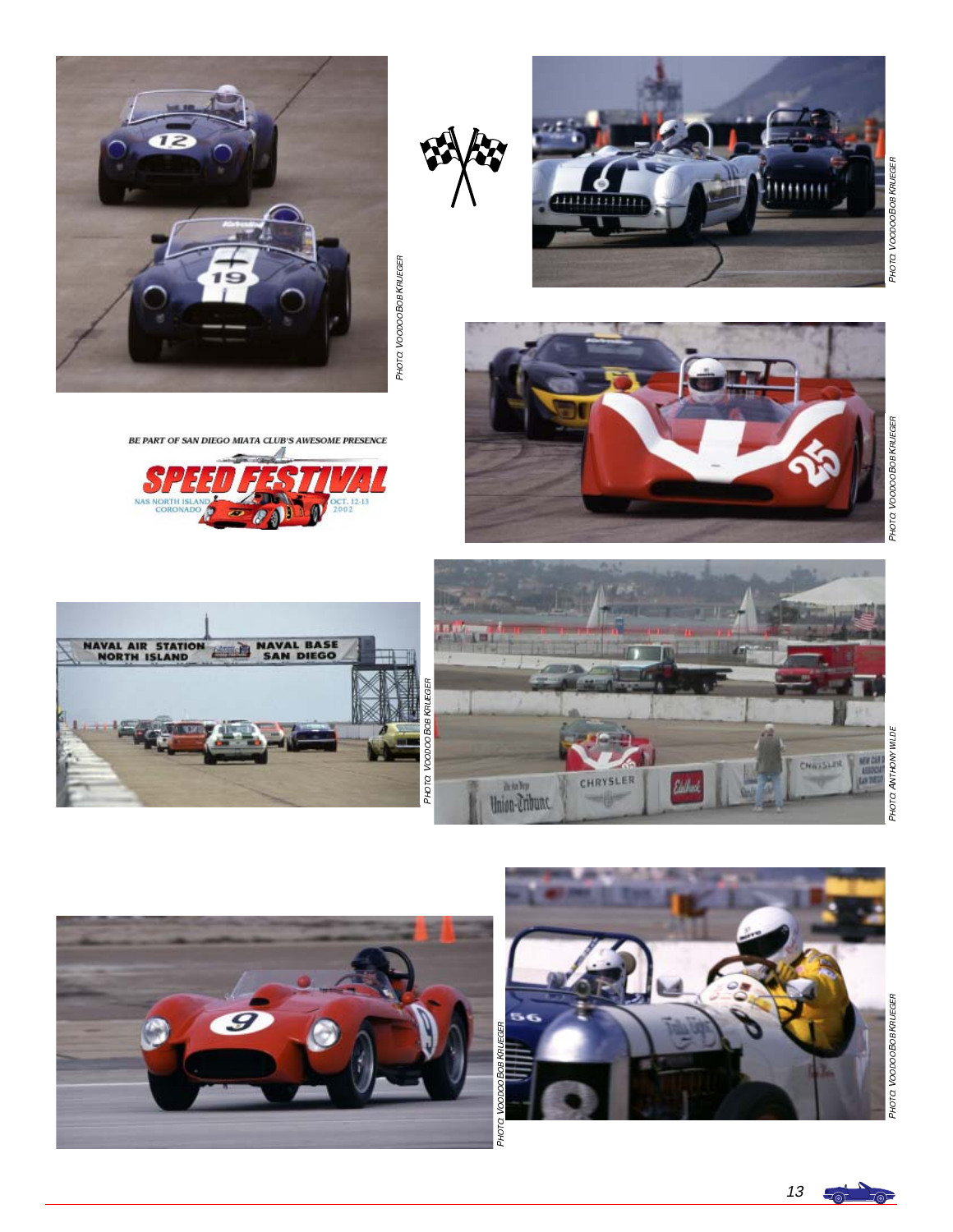PHOTO: VOODOO BOB KRUEGER

PHOTO: VOODOO BOB KRUEGER

BE PART OF SAN DIEGO MIATA CLUB'S AWESOME PRESENCE

SPEED FESTIVAL

NAS NORTH ISLAND CORONADO

OCT. 12-13 2002

PHOTO: VOODOO BOB KRUEGER

PHOTO: VOODOO BOB KRUEGER

PHOTO: ANTHONY WILDE

PHOTO: VOODOO BOB KRUEGER

PHOTO: VOODOO BOB KRUEGER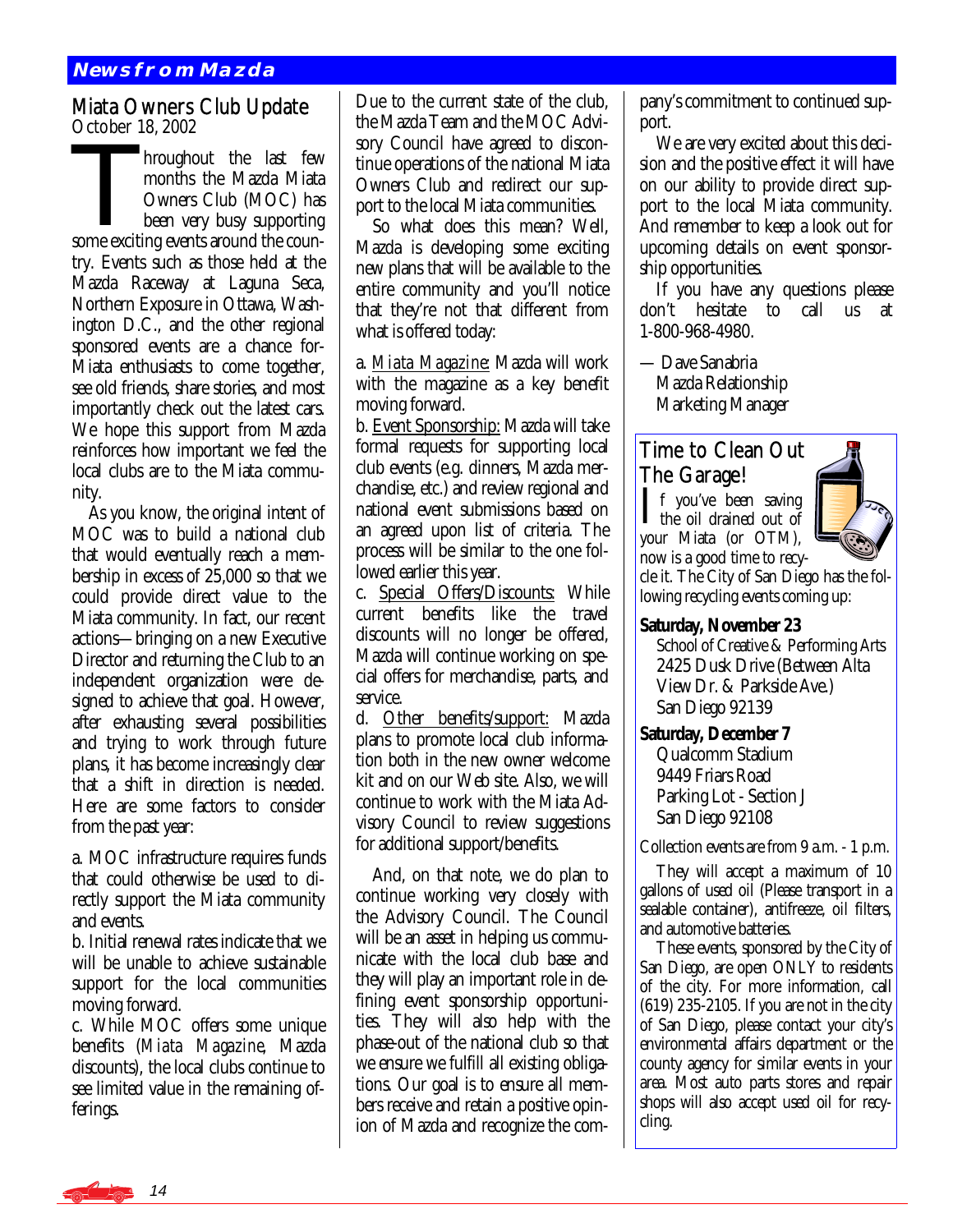## News from Mazda

### Miata Owners Club Update

October 18, 2002

Throughout the last few months the Mazda Miata Owners Club (MOC) has been very busy supporting some exciting events around the country. Events such as those held at the Mazda Raceway at Laguna Seca, Northern Exposure in Ottawa, Washington D.C., and the other regional sponsored events are a chance for-Miata enthusiasts to come together, see old friends, share stories, and most importantly check out the latest cars. We hope this support from Mazda reinforces how important we feel the local clubs are to the Miata community.

As you know, the original intent of MOC was to build a national club that would eventually reach a membership in excess of 25,000 so that we could provide direct value to the Miata community. In fact, our recent actions—bringing on a new Executive Director and returning the Club to an independent organization were designed to achieve that goal. However, after exhausting several possibilities and trying to work through future plans, it has become increasingly clear that a shift in direction is needed. Here are some factors to consider from the past year:

a. MOC infrastructure requires funds that could otherwise be used to directly support the Miata community and events.
b. Initial renewal rates indicate that we will be unable to achieve sustainable support for the local communities moving forward.
c. While MOC offers some unique benefits (*Miata Magazine*, Mazda discounts), the local clubs continue to see limited value in the remaining offerings.

Due to the current state of the club, the Mazda Team and the MOC Advisory Council have agreed to discontinue operations of the national Miata Owners Club and redirect our support to the local Miata communities.

So what does this mean? Well, Mazda is developing some exciting new plans that will be available to the entire community and you'll notice that they're not that different from what is offered today:

a. *Miata Magazine*: Mazda will work with the magazine as a key benefit moving forward.
b. Event Sponsorship: Mazda will take formal requests for supporting local club events (e.g. dinners, Mazda merchandise, etc.) and review regional and national event submissions based on an agreed upon list of criteria. The process will be similar to the one followed earlier this year.
c. Special Offers/Discounts: While current benefits like the travel discounts will no longer be offered, Mazda will continue working on special offers for merchandise, parts, and service.
d. Other benefits/support: Mazda plans to promote local club information both in the new owner welcome kit and on our Web site. Also, we will continue to work with the Miata Advisory Council to review suggestions for additional support/benefits.

And, on that note, we do plan to continue working very closely with the Advisory Council. The Council will be an asset in helping us communicate with the local club base and they will play an important role in defining event sponsorship opportunities. They will also help with the phase-out of the national club so that we ensure we fulfill all existing obligations. Our goal is to ensure all members receive and retain a positive opinion of Mazda and recognize the company's commitment to continued support.

We are very excited about this decision and the positive effect it will have on our ability to provide direct support to the local Miata community. And remember to keep a look out for upcoming details on event sponsorship opportunities.

If you have any questions please don't hesitate to call us at 1-800-968-4980.

— Dave Sanabria
Mazda Relationship
Marketing Manager

### Time to Clean Out The Garage!

If you've been saving the oil drained out of your Miata (or OTM), now is a good time to recycle it. The City of San Diego has the following recycling events coming up:

**Saturday, November 23**
School of Creative & Performing Arts
2425 Dusk Drive (Between Alta View Dr. & Parkside Ave.)
San Diego 92139

**Saturday, December 7**
Qualcomm Stadium
9449 Friars Road
Parking Lot - Section J
San Diego 92108

Collection events are from 9 a.m. - 1 p.m.

They will accept a maximum of 10 gallons of used oil (Please transport in a sealable container), antifreeze, oil filters, and automotive batteries.

These events, sponsored by the City of San Diego, are open ONLY to residents of the city. For more information, call (619) 235-2105. If you are not in the city of San Diego, please contact your city's environmental affairs department or the county agency for similar events in your area. Most auto parts stores and repair shops will also accept used oil for recycling.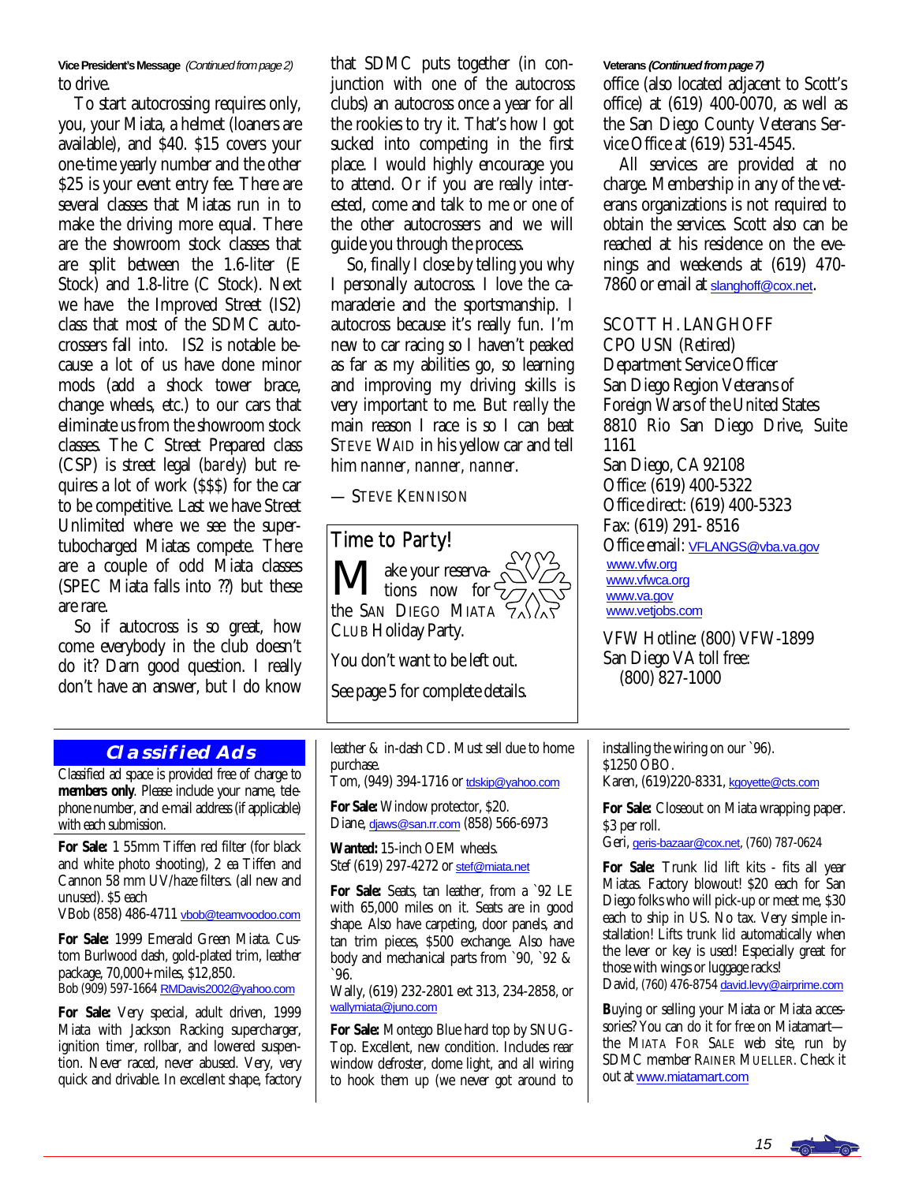**Vice President's Message** *(Continued from page 2)*

to drive.

To start autocrossing requires only, you, your Miata, a helmet (loaners are available), and $40. $15 covers your one-time yearly number and the other $25 is your event entry fee. There are several classes that Miatas run in to make the driving more equal. There are the showroom stock classes that are split between the 1.6-liter (E Stock) and 1.8-litre (C Stock). Next we have the Improved Street (IS2) class that most of the SDMC autocrossers fall into. IS2 is notable because a lot of us have done minor mods (add a shock tower brace, change wheels, etc.) to our cars that eliminate us from the showroom stock classes. The C Street Prepared class (CSP) is street legal (*barely*) but requires a lot of work ($$$) for the car to be competitive. Last we have Street Unlimited where we see the super-tubocharged Miatas compete. There are a couple of odd Miata classes (SPEC Miata falls into ??) but these are rare.

So if autocross is so great, how come everybody in the club doesn't do it? Darn good question. I really don't have an answer, but I do know that SDMC puts together (in conjunction with one of the autocross clubs) an autocross once a year for all the rookies to try it. That's how I got sucked into competing in the first place. I would highly encourage you to attend. Or if you are really interested, come and talk to me or one of the other autocrossers and we will guide you through the process.

So, finally I close by telling you why I personally autocross. I love the camaraderie and the sportsmanship. I autocross because it's really fun. I'm new to car racing so I haven't peaked as far as my abilities go, so learning and improving my driving skills is very important to me. But *really* the main reason I race is so I can beat STEVE WAID in his yellow car and tell him *nanner, nanner, nanner*.

— STEVE KENNISON

## Time to Party!

Make your reservations now for the SAN DIEGO MIATA CLUB Holiday Party.

You don't want to be left out.

See page 5 for complete details.

**Veterans** ***(Continued from page 7)***

office (also located adjacent to Scott's office) at (619) 400-0070, as well as the San Diego County Veterans Service Office at (619) 531-4545.

All services are provided at no charge. Membership in any of the veterans organizations is not required to obtain the services. Scott also can be reached at his residence on the evenings and weekends at (619) 470-7860 or email at slanghoff@cox.net.

SCOTT H. LANGHOFF
CPO USN (Retired)
Department Service Officer
San Diego Region Veterans of Foreign Wars of the United States
8810 Rio San Diego Drive, Suite 1161
San Diego, CA 92108
Office: (619) 400-5322
Office direct: (619) 400-5323
Fax: (619) 291- 8516
Office email: VFLANGS@vba.va.gov
www.vfw.org
www.vfwca.org
www.va.gov
www.vetjobs.com

VFW Hotline: (800) VFW-1899
San Diego VA toll free:
(800) 827-1000

## Classified Ads

Classified ad space is provided free of charge to **members only**. Please include your name, telephone number, and e-mail address (if applicable) with each submission.

**For Sale:** 1 55mm Tiffen red filter (for black and white photo shooting), 2 ea Tiffen and Cannon 58 mm UV/haze filters. (all new and unused). $5 each
VBob (858) 486-4711 vbob@teamvoodoo.com

**For Sale:** 1999 Emerald Green Miata. Custom Burlwood dash, gold-plated trim, leather package, 70,000+ miles, $12,850.
Bob (909) 597-1664 RMDavis2002@yahoo.com

**For Sale:** Very special, adult driven, 1999 Miata with Jackson Racking supercharger, ignition timer, rollbar, and lowered suspension. Never raced, never abused. Very, very quick and drivable. In excellent shape, factory leather & in-dash CD. Must sell due to home purchase.
Tom, (949) 394-1716 or tdskip@yahoo.com

**For Sale:** Window protector, $20.
Diane, djaws@san.rr.com (858) 566-6973

**Wanted:** 15-inch OEM wheels.
Stef (619) 297-4272 or stef@miata.net

**For Sale:** Seats, tan leather, from a `92 LE with 65,000 miles on it. Seats are in good shape. Also have carpeting, door panels, and tan trim pieces, $500 exchange. Also have body and mechanical parts from `90, `92 & `96.
Wally, (619) 232-2801 ext 313, 234-2858, or wallymiata@juno.com

**For Sale:** Montego Blue hard top by SNUG-Top. Excellent, new condition. Includes rear window defroster, dome light, and all wiring to hook them up (we never got around to installing the wiring on our `96). $1250 OBO.
Karen, (619)220-8331, kgoyette@cts.com

**For Sale:** Closeout on Miata wrapping paper. $3 per roll.
Geri, geris-bazaar@cox.net, (760) 787-0624

**For Sale:** Trunk lid lift kits - fits all year Miatas. Factory blowout! $20 each for San Diego folks who will pick-up or meet me, $30 each to ship in US. No tax. Very simple installation! Lifts trunk lid automatically when the lever or key is used! Especially great for those with wings or luggage racks!
David, (760) 476-8754 david.levy@airprime.com

**B**uying or selling your Miata or Miata accessories? You can do it for free on Miatamart—the MIATA FOR SALE web site, run by SDMC member RAINER MUELLER. Check it out at www.miatamart.com